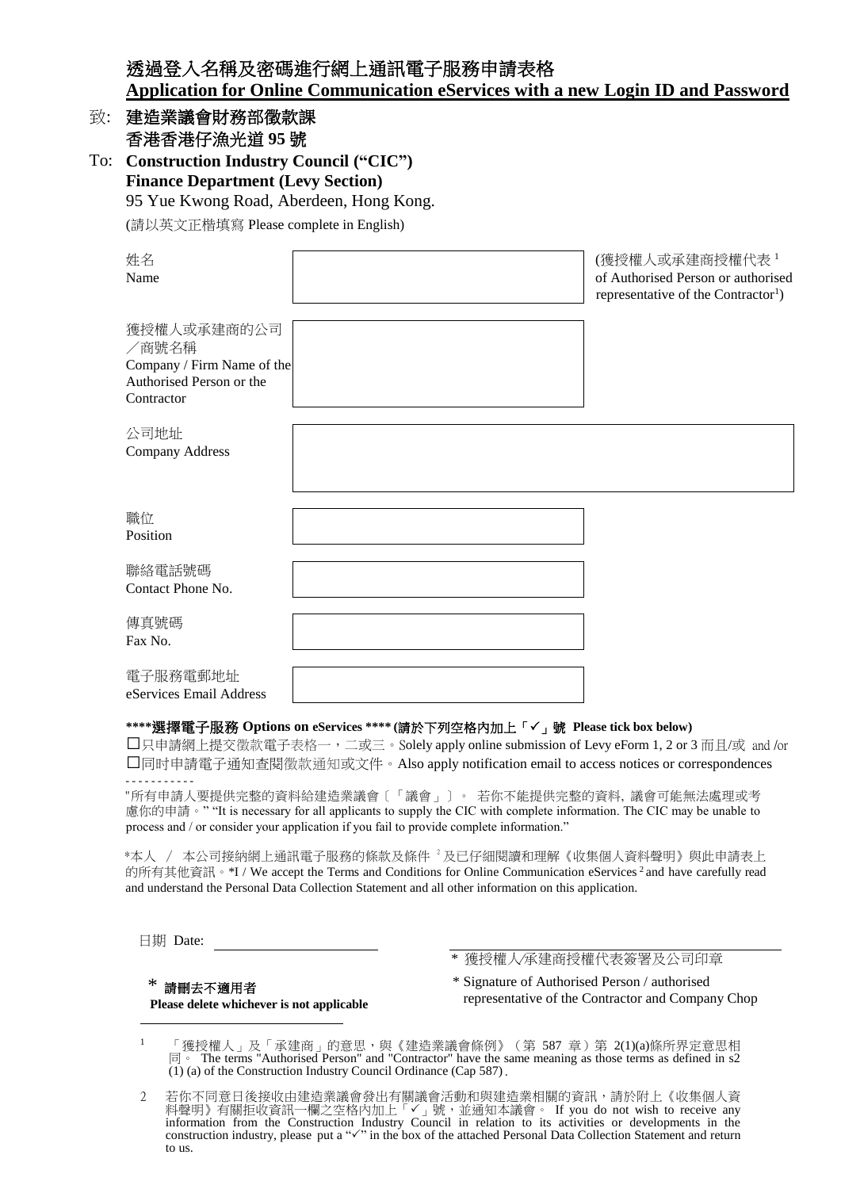# 透過登入名稱及密碼進行網上通訊電子服務申請表格

## Application for Online Communication eServices with a new Login ID and Password

致: **建造業議會財務部徵款課**
**香港香港仔漁光道 95 號**

To: **Construction Industry Council ("CIC")**
**Finance Department (Levy Section)**
95 Yue Kwong Road, Aberdeen, Hong Kong.

(請以英文正楷填寫 Please complete in English)

| | | |
|---|---|---|
| 姓名 Name | | (獲授權人或承建商授權代表[1] of Authorised Person or authorised representative of the Contractor[1]) |
| 獲授權人或承建商的公司／商號名稱 Company / Firm Name of the Authorised Person or the Contractor | | |
| 公司地址 Company Address | | |
| 職位 Position | | |
| 聯絡電話號碼 Contact Phone No. | | |
| 傳真號碼 Fax No. | | |
| 電子服務電郵地址 eServices Email Address | | |

**\*\*\*\*選擇電子服務 Options on eServices \*\*\*\* (請於下列空格內加上「✓」號 Please tick box below)**

☐只申請網上提交徵款電子表格一，二或三。Solely apply online submission of Levy eForm 1, 2 or 3 而且/或 and /or

☐同時申請電子通知查閱徵款通知或文件。Also apply notification email to access notices or correspondences

-----------

"所有申請人要提供完整的資料給建造業議會〔「議會」〕。 若你不能提供完整的資料, 議會可能無法處理或考慮你的申請。" "It is necessary for all applicants to supply the CIC with complete information. The CIC may be unable to process and / or consider your application if you fail to provide complete information."

\*本人 / 本公司接納網上通訊電子服務的條款及條件[2]及已仔細閱讀和理解《收集個人資料聲明》與此申請表上的所有其他資訊。\*I / We accept the Terms and Conditions for Online Communication eServices[2] and have carefully read and understand the Personal Data Collection Statement and all other information on this application.

日期 Date: ____________________

\* 獲授權人/承建商授權代表簽署及公司印章

\* Signature of Authorised Person / authorised representative of the Contractor and Company Chop

\* **請刪去不適用者**
**Please delete whichever is not applicable**

---

[1] 「獲授權人」及「承建商」的意思，與《建造業議會條例》（第 587 章）第 2(1)(a)條所界定意思相同。 The terms "Authorised Person" and "Contractor" have the same meaning as those terms as defined in s2 (1) (a) of the Construction Industry Council Ordinance (Cap 587).

[2] 若你不同意日後接收由建造業議會發出有關議會活動和與建造業相關的資訊，請於附上《收集個人資料聲明》有關拒收資訊一欄之空格內加上「✓」號，並通知本議會。 If you do not wish to receive any information from the Construction Industry Council in relation to its activities or developments in the construction industry, please put a "✓" in the box of the attached Personal Data Collection Statement and return to us.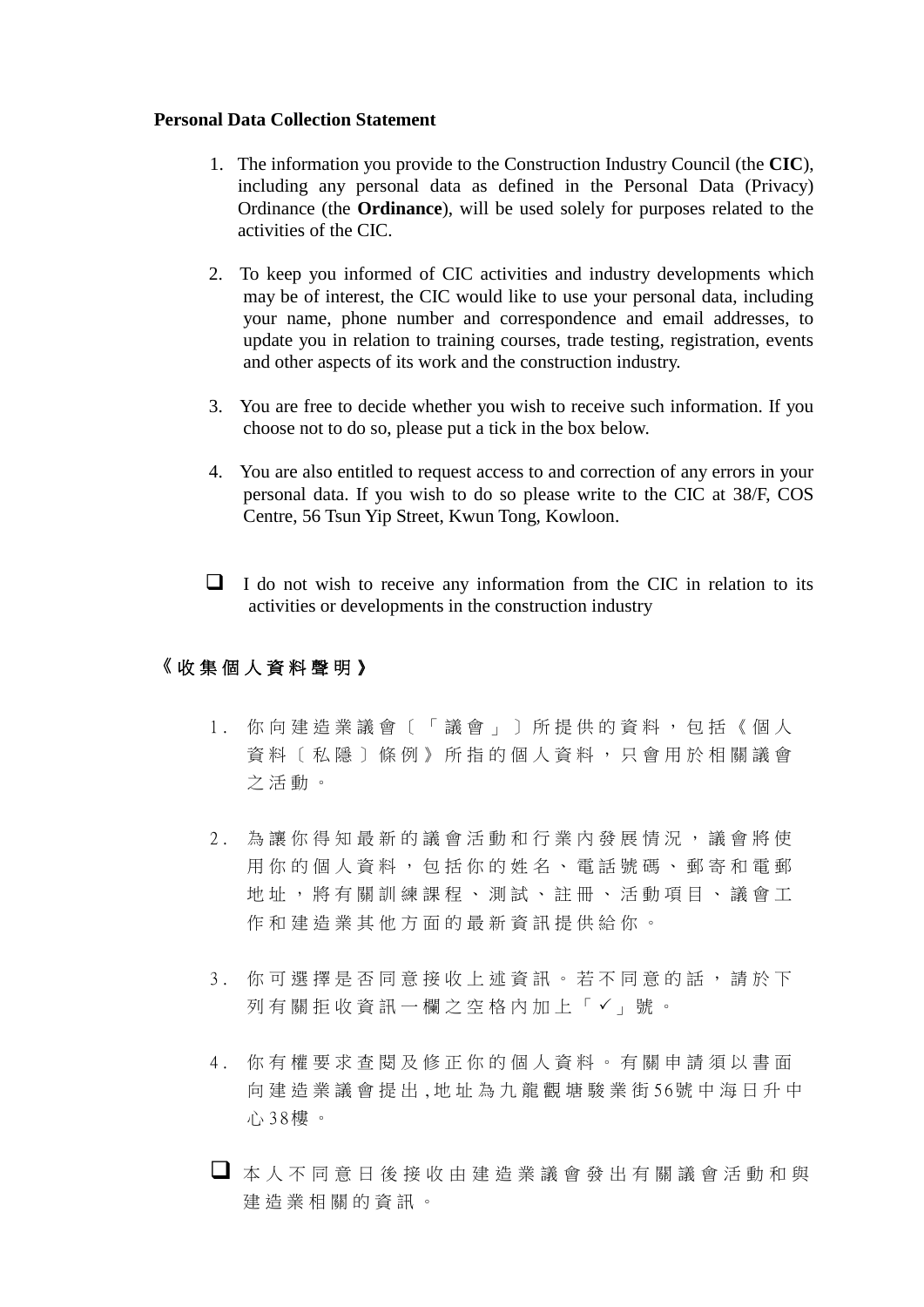**Personal Data Collection Statement**

1. The information you provide to the Construction Industry Council (the **CIC**), including any personal data as defined in the Personal Data (Privacy) Ordinance (the **Ordinance**), will be used solely for purposes related to the activities of the CIC.

2. To keep you informed of CIC activities and industry developments which may be of interest, the CIC would like to use your personal data, including your name, phone number and correspondence and email addresses, to update you in relation to training courses, trade testing, registration, events and other aspects of its work and the construction industry.

3. You are free to decide whether you wish to receive such information. If you choose not to do so, please put a tick in the box below.

4. You are also entitled to request access to and correction of any errors in your personal data. If you wish to do so please write to the CIC at 38/F, COS Centre, 56 Tsun Yip Street, Kwun Tong, Kowloon.

❑ I do not wish to receive any information from the CIC in relation to its activities or developments in the construction industry

**《收集個人資料聲明》**

1. 你向建造業議會〔「議會」〕所提供的資料，包括《個人資料〔私隱〕條例》所指的個人資料，只會用於相關議會之活動。

2. 為讓你得知最新的議會活動和行業內發展情況，議會將使用你的個人資料，包括你的姓名、電話號碼、郵寄和電郵地址，將有關訓練課程、測試、註冊、活動項目、議會工作和建造業其他方面的最新資訊提供給你。

3. 你可選擇是否同意接收上述資訊。若不同意的話，請於下列有關拒收資訊一欄之空格內加上「✓」號。

4. 你有權要求查閱及修正你的個人資料。有關申請須以書面向建造業議會提出,地址為九龍觀塘駿業街56號中海日升中心38樓。

❑ 本人不同意日後接收由建造業議會發出有關議會活動和與建造業相關的資訊。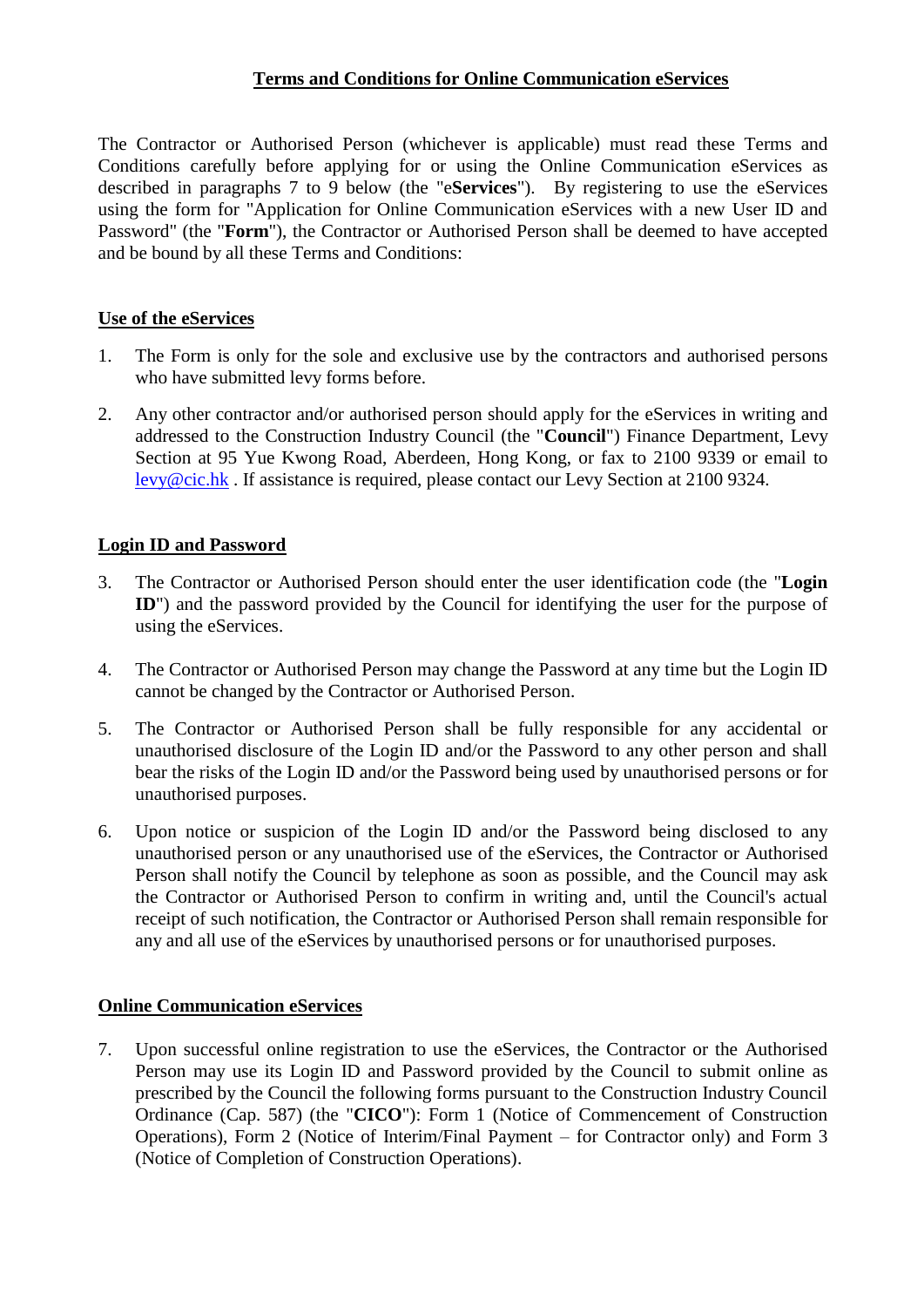## Terms and Conditions for Online Communication eServices

The Contractor or Authorised Person (whichever is applicable) must read these Terms and Conditions carefully before applying for or using the Online Communication eServices as described in paragraphs 7 to 9 below (the "**eServices**"). By registering to use the eServices using the form for "Application for Online Communication eServices with a new User ID and Password" (the "**Form**"), the Contractor or Authorised Person shall be deemed to have accepted and be bound by all these Terms and Conditions:

### Use of the eServices

1. The Form is only for the sole and exclusive use by the contractors and authorised persons who have submitted levy forms before.

2. Any other contractor and/or authorised person should apply for the eServices in writing and addressed to the Construction Industry Council (the "**Council**") Finance Department, Levy Section at 95 Yue Kwong Road, Aberdeen, Hong Kong, or fax to 2100 9339 or email to [levy@cic.hk](mailto:levy@cic.hk) . If assistance is required, please contact our Levy Section at 2100 9324.

### Login ID and Password

3. The Contractor or Authorised Person should enter the user identification code (the "**Login ID**") and the password provided by the Council for identifying the user for the purpose of using the eServices.

4. The Contractor or Authorised Person may change the Password at any time but the Login ID cannot be changed by the Contractor or Authorised Person.

5. The Contractor or Authorised Person shall be fully responsible for any accidental or unauthorised disclosure of the Login ID and/or the Password to any other person and shall bear the risks of the Login ID and/or the Password being used by unauthorised persons or for unauthorised purposes.

6. Upon notice or suspicion of the Login ID and/or the Password being disclosed to any unauthorised person or any unauthorised use of the eServices, the Contractor or Authorised Person shall notify the Council by telephone as soon as possible, and the Council may ask the Contractor or Authorised Person to confirm in writing and, until the Council's actual receipt of such notification, the Contractor or Authorised Person shall remain responsible for any and all use of the eServices by unauthorised persons or for unauthorised purposes.

### Online Communication eServices

7. Upon successful online registration to use the eServices, the Contractor or the Authorised Person may use its Login ID and Password provided by the Council to submit online as prescribed by the Council the following forms pursuant to the Construction Industry Council Ordinance (Cap. 587) (the "**CICO**"): Form 1 (Notice of Commencement of Construction Operations), Form 2 (Notice of Interim/Final Payment – for Contractor only) and Form 3 (Notice of Completion of Construction Operations).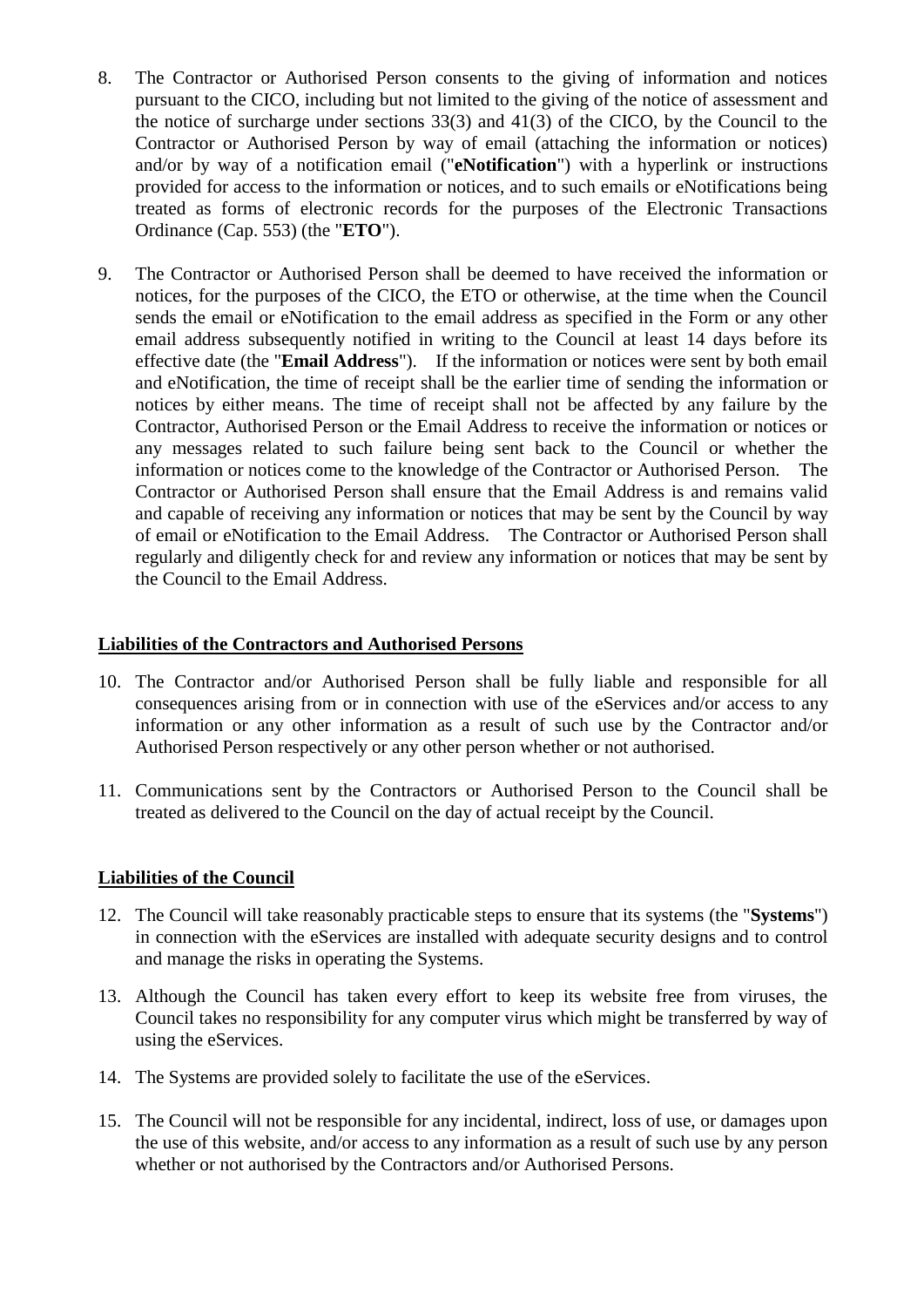8. The Contractor or Authorised Person consents to the giving of information and notices pursuant to the CICO, including but not limited to the giving of the notice of assessment and the notice of surcharge under sections 33(3) and 41(3) of the CICO, by the Council to the Contractor or Authorised Person by way of email (attaching the information or notices) and/or by way of a notification email ("**eNotification**") with a hyperlink or instructions provided for access to the information or notices, and to such emails or eNotifications being treated as forms of electronic records for the purposes of the Electronic Transactions Ordinance (Cap. 553) (the "**ETO**").

9. The Contractor or Authorised Person shall be deemed to have received the information or notices, for the purposes of the CICO, the ETO or otherwise, at the time when the Council sends the email or eNotification to the email address as specified in the Form or any other email address subsequently notified in writing to the Council at least 14 days before its effective date (the "**Email Address**"). If the information or notices were sent by both email and eNotification, the time of receipt shall be the earlier time of sending the information or notices by either means. The time of receipt shall not be affected by any failure by the Contractor, Authorised Person or the Email Address to receive the information or notices or any messages related to such failure being sent back to the Council or whether the information or notices come to the knowledge of the Contractor or Authorised Person. The Contractor or Authorised Person shall ensure that the Email Address is and remains valid and capable of receiving any information or notices that may be sent by the Council by way of email or eNotification to the Email Address. The Contractor or Authorised Person shall regularly and diligently check for and review any information or notices that may be sent by the Council to the Email Address.

**<u>Liabilities of the Contractors and Authorised Persons</u>**

10. The Contractor and/or Authorised Person shall be fully liable and responsible for all consequences arising from or in connection with use of the eServices and/or access to any information or any other information as a result of such use by the Contractor and/or Authorised Person respectively or any other person whether or not authorised.

11. Communications sent by the Contractors or Authorised Person to the Council shall be treated as delivered to the Council on the day of actual receipt by the Council.

**<u>Liabilities of the Council</u>**

12. The Council will take reasonably practicable steps to ensure that its systems (the "**Systems**") in connection with the eServices are installed with adequate security designs and to control and manage the risks in operating the Systems.

13. Although the Council has taken every effort to keep its website free from viruses, the Council takes no responsibility for any computer virus which might be transferred by way of using the eServices.

14. The Systems are provided solely to facilitate the use of the eServices.

15. The Council will not be responsible for any incidental, indirect, loss of use, or damages upon the use of this website, and/or access to any information as a result of such use by any person whether or not authorised by the Contractors and/or Authorised Persons.